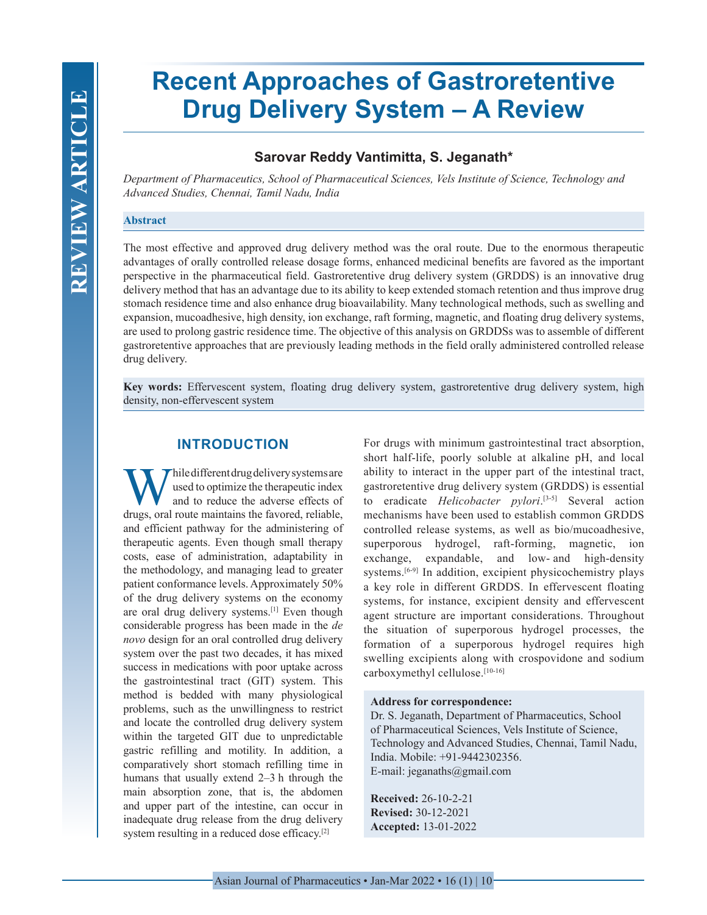# Recent Approaches of Gastroretentive Drug Delivery System – A Review

**Sarovar Reddy Vantimitta, S. Jeganath***

*Department of Pharmaceutics, School of Pharmaceutical Sciences, Vels Institute of Science, Technology and Advanced Studies, Chennai, Tamil Nadu, India*

## Abstract

The most effective and approved drug delivery method was the oral route. Due to the enormous therapeutic advantages of orally controlled release dosage forms, enhanced medicinal benefits are favored as the important perspective in the pharmaceutical field. Gastroretentive drug delivery system (GRDDS) is an innovative drug delivery method that has an advantage due to its ability to keep extended stomach retention and thus improve drug stomach residence time and also enhance drug bioavailability. Many technological methods, such as swelling and expansion, mucoadhesive, high density, ion exchange, raft forming, magnetic, and floating drug delivery systems, are used to prolong gastric residence time. The objective of this analysis on GRDDSs was to assemble of different gastroretentive approaches that are previously leading methods in the field orally administered controlled release drug delivery.

**Key words:** Effervescent system, floating drug delivery system, gastroretentive drug delivery system, high density, non-effervescent system

## INTRODUCTION

While different drug delivery systems are used to optimize the therapeutic index and to reduce the adverse effects of drugs, oral route maintains the favored, reliable, and efficient pathway for the administering of therapeutic agents. Even though small therapy costs, ease of administration, adaptability in the methodology, and managing lead to greater patient conformance levels. Approximately 50% of the drug delivery systems on the economy are oral drug delivery systems.[1] Even though considerable progress has been made in the *de novo* design for an oral controlled drug delivery system over the past two decades, it has mixed success in medications with poor uptake across the gastrointestinal tract (GIT) system. This method is bedded with many physiological problems, such as the unwillingness to restrict and locate the controlled drug delivery system within the targeted GIT due to unpredictable gastric refilling and motility. In addition, a comparatively short stomach refilling time in humans that usually extend 2–3 h through the main absorption zone, that is, the abdomen and upper part of the intestine, can occur in inadequate drug release from the drug delivery system resulting in a reduced dose efficacy.[2]

For drugs with minimum gastrointestinal tract absorption, short half-life, poorly soluble at alkaline pH, and local ability to interact in the upper part of the intestinal tract, gastroretentive drug delivery system (GRDDS) is essential to eradicate *Helicobacter pylori*.[3-5] Several action mechanisms have been used to establish common GRDDS controlled release systems, as well as bio/mucoadhesive, superporous hydrogel, raft-forming, magnetic, ion exchange, expandable, and low- and high-density systems.[6-9] In addition, excipient physicochemistry plays a key role in different GRDDS. In effervescent floating systems, for instance, excipient density and effervescent agent structure are important considerations. Throughout the situation of superporous hydrogel processes, the formation of a superporous hydrogel requires high swelling excipients along with crospovidone and sodium carboxymethyl cellulose.[10-16]

**Address for correspondence:**
Dr. S. Jeganath, Department of Pharmaceutics, School of Pharmaceutical Sciences, Vels Institute of Science, Technology and Advanced Studies, Chennai, Tamil Nadu, India. Mobile: +91-9442302356.
E-mail: jeganaths@gmail.com

**Received:** 26-10-2-21
**Revised:** 30-12-2021
**Accepted:** 13-01-2022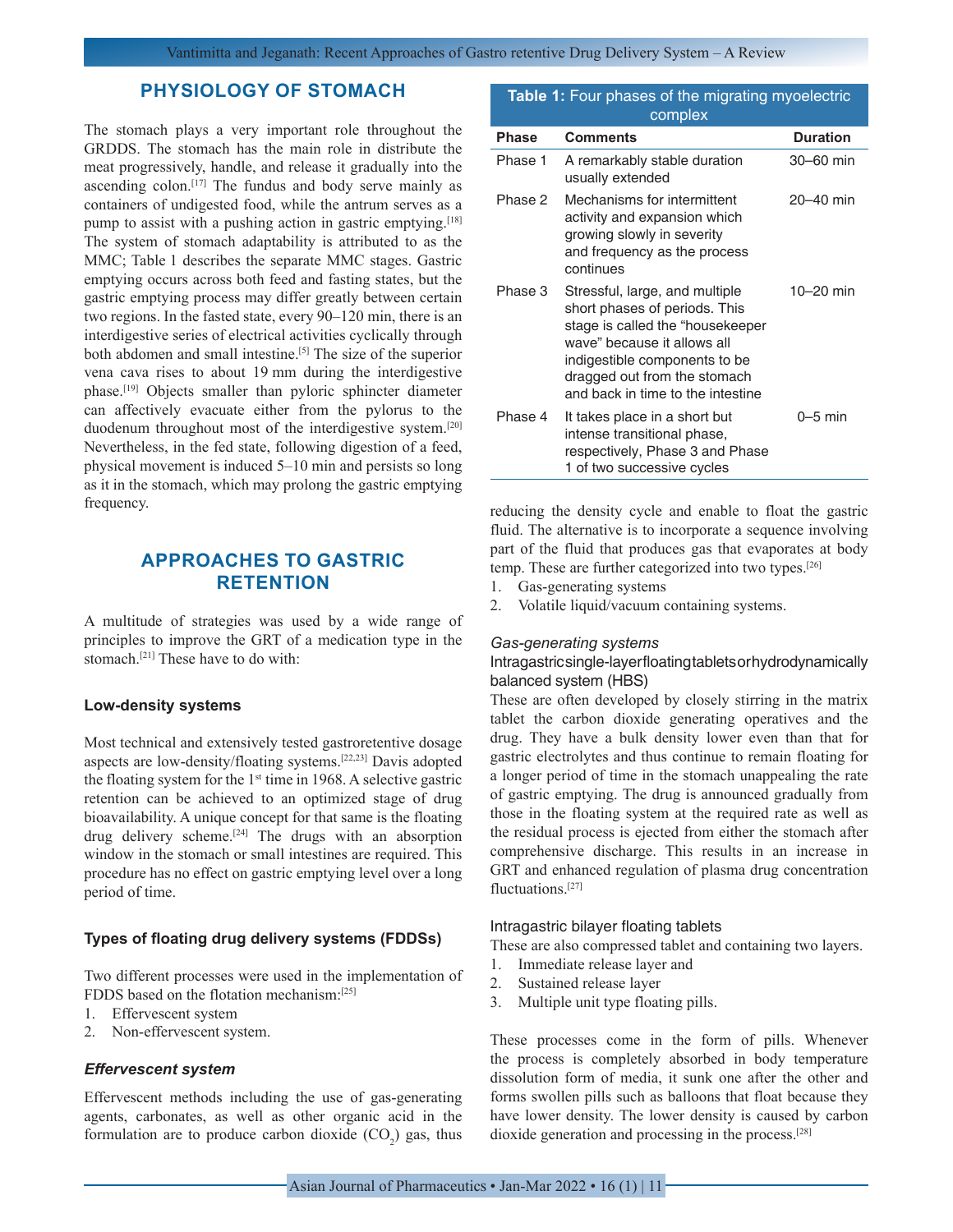## PHYSIOLOGY OF STOMACH

The stomach plays a very important role throughout the GRDDS. The stomach has the main role in distribute the meat progressively, handle, and release it gradually into the ascending colon.[17] The fundus and body serve mainly as containers of undigested food, while the antrum serves as a pump to assist with a pushing action in gastric emptying.[18] The system of stomach adaptability is attributed to as the MMC; Table 1 describes the separate MMC stages. Gastric emptying occurs across both feed and fasting states, but the gastric emptying process may differ greatly between certain two regions. In the fasted state, every 90–120 min, there is an interdigestive series of electrical activities cyclically through both abdomen and small intestine.[5] The size of the superior vena cava rises to about 19 mm during the interdigestive phase.[19] Objects smaller than pyloric sphincter diameter can affectively evacuate either from the pylorus to the duodenum throughout most of the interdigestive system.[20] Nevertheless, in the fed state, following digestion of a feed, physical movement is induced 5–10 min and persists so long as it in the stomach, which may prolong the gastric emptying frequency.

**Table 1:** Four phases of the migrating myoelectric complex

| Phase | Comments | Duration |
|---|---|---|
| Phase 1 | A remarkably stable duration usually extended | 30–60 min |
| Phase 2 | Mechanisms for intermittent activity and expansion which growing slowly in severity and frequency as the process continues | 20–40 min |
| Phase 3 | Stressful, large, and multiple short phases of periods. This stage is called the "housekeeper wave" because it allows all indigestible components to be dragged out from the stomach and back in time to the intestine | 10–20 min |
| Phase 4 | It takes place in a short but intense transitional phase, respectively, Phase 3 and Phase 1 of two successive cycles | 0–5 min |

## APPROACHES TO GASTRIC RETENTION

A multitude of strategies was used by a wide range of principles to improve the GRT of a medication type in the stomach.[21] These have to do with:

### Low-density systems

Most technical and extensively tested gastroretentive dosage aspects are low-density/floating systems.[22,23] Davis adopted the floating system for the 1st time in 1968. A selective gastric retention can be achieved to an optimized stage of drug bioavailability. A unique concept for that same is the floating drug delivery scheme.[24] The drugs with an absorption window in the stomach or small intestines are required. This procedure has no effect on gastric emptying level over a long period of time.

### Types of floating drug delivery systems (FDDSs)

Two different processes were used in the implementation of FDDS based on the flotation mechanism:[25]

1. Effervescent system
2. Non-effervescent system.

### *Effervescent system*

Effervescent methods including the use of gas-generating agents, carbonates, as well as other organic acid in the formulation are to produce carbon dioxide ($CO_2$) gas, thus reducing the density cycle and enable to float the gastric fluid. The alternative is to incorporate a sequence involving part of the fluid that produces gas that evaporates at body temp. These are further categorized into two types.[26]

1. Gas-generating systems
2. Volatile liquid/vacuum containing systems.

#### *Gas-generating systems*

##### Intragastric single-layer floating tablets or hydrodynamically balanced system (HBS)

These are often developed by closely stirring in the matrix tablet the carbon dioxide generating operatives and the drug. They have a bulk density lower even than that for gastric electrolytes and thus continue to remain floating for a longer period of time in the stomach unappealing the rate of gastric emptying. The drug is announced gradually from those in the floating system at the required rate as well as the residual process is ejected from either the stomach after comprehensive discharge. This results in an increase in GRT and enhanced regulation of plasma drug concentration fluctuations.[27]

##### Intragastric bilayer floating tablets

These are also compressed tablet and containing two layers.

1. Immediate release layer and
2. Sustained release layer
3. Multiple unit type floating pills.

These processes come in the form of pills. Whenever the process is completely absorbed in body temperature dissolution form of media, it sunk one after the other and forms swollen pills such as balloons that float because they have lower density. The lower density is caused by carbon dioxide generation and processing in the process.[28]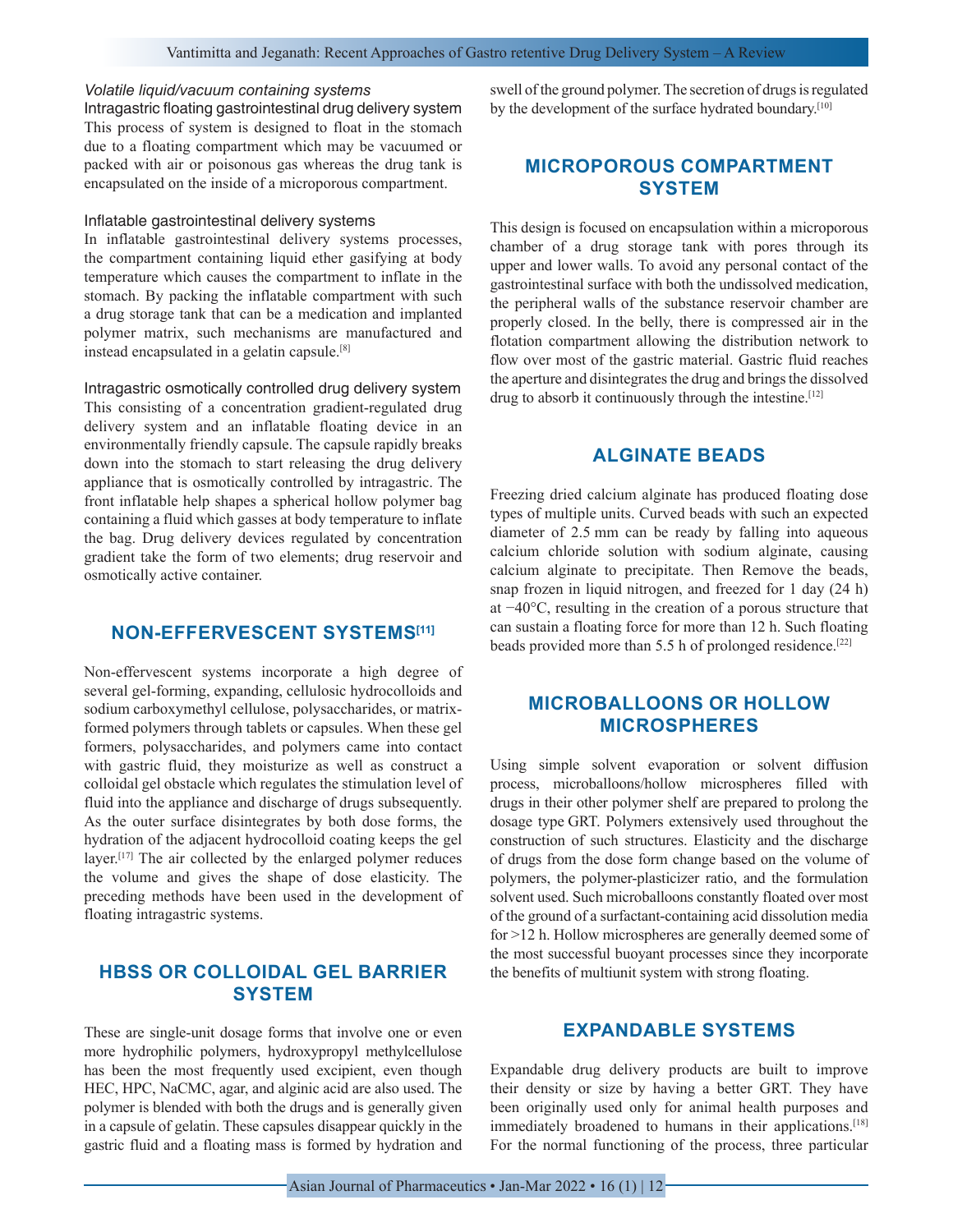*Volatile liquid/vacuum containing systems*

Intragastric floating gastrointestinal drug delivery system

This process of system is designed to float in the stomach due to a floating compartment which may be vacuumed or packed with air or poisonous gas whereas the drug tank is encapsulated on the inside of a microporous compartment.

Inflatable gastrointestinal delivery systems

In inflatable gastrointestinal delivery systems processes, the compartment containing liquid ether gasifying at body temperature which causes the compartment to inflate in the stomach. By packing the inflatable compartment with such a drug storage tank that can be a medication and implanted polymer matrix, such mechanisms are manufactured and instead encapsulated in a gelatin capsule.[8]

Intragastric osmotically controlled drug delivery system

This consisting of a concentration gradient-regulated drug delivery system and an inflatable floating device in an environmentally friendly capsule. The capsule rapidly breaks down into the stomach to start releasing the drug delivery appliance that is osmotically controlled by intragastric. The front inflatable help shapes a spherical hollow polymer bag containing a fluid which gasses at body temperature to inflate the bag. Drug delivery devices regulated by concentration gradient take the form of two elements; drug reservoir and osmotically active container.

## NON-EFFERVESCENT SYSTEMS[11]

Non-effervescent systems incorporate a high degree of several gel-forming, expanding, cellulosic hydrocolloids and sodium carboxymethyl cellulose, polysaccharides, or matrix-formed polymers through tablets or capsules. When these gel formers, polysaccharides, and polymers came into contact with gastric fluid, they moisturize as well as construct a colloidal gel obstacle which regulates the stimulation level of fluid into the appliance and discharge of drugs subsequently. As the outer surface disintegrates by both dose forms, the hydration of the adjacent hydrocolloid coating keeps the gel layer.[17] The air collected by the enlarged polymer reduces the volume and gives the shape of dose elasticity. The preceding methods have been used in the development of floating intragastric systems.

## HBSS OR COLLOIDAL GEL BARRIER SYSTEM

These are single-unit dosage forms that involve one or even more hydrophilic polymers, hydroxypropyl methylcellulose has been the most frequently used excipient, even though HEC, HPC, NaCMC, agar, and alginic acid are also used. The polymer is blended with both the drugs and is generally given in a capsule of gelatin. These capsules disappear quickly in the gastric fluid and a floating mass is formed by hydration and swell of the ground polymer. The secretion of drugs is regulated by the development of the surface hydrated boundary.[10]

## MICROPOROUS COMPARTMENT SYSTEM

This design is focused on encapsulation within a microporous chamber of a drug storage tank with pores through its upper and lower walls. To avoid any personal contact of the gastrointestinal surface with both the undissolved medication, the peripheral walls of the substance reservoir chamber are properly closed. In the belly, there is compressed air in the flotation compartment allowing the distribution network to flow over most of the gastric material. Gastric fluid reaches the aperture and disintegrates the drug and brings the dissolved drug to absorb it continuously through the intestine.[12]

## ALGINATE BEADS

Freezing dried calcium alginate has produced floating dose types of multiple units. Curved beads with such an expected diameter of 2.5 mm can be ready by falling into aqueous calcium chloride solution with sodium alginate, causing calcium alginate to precipitate. Then Remove the beads, snap frozen in liquid nitrogen, and freezed for 1 day (24 h) at −40°C, resulting in the creation of a porous structure that can sustain a floating force for more than 12 h. Such floating beads provided more than 5.5 h of prolonged residence.[22]

## MICROBALLOONS OR HOLLOW MICROSPHERES

Using simple solvent evaporation or solvent diffusion process, microballoons/hollow microspheres filled with drugs in their other polymer shelf are prepared to prolong the dosage type GRT. Polymers extensively used throughout the construction of such structures. Elasticity and the discharge of drugs from the dose form change based on the volume of polymers, the polymer-plasticizer ratio, and the formulation solvent used. Such microballoons constantly floated over most of the ground of a surfactant-containing acid dissolution media for >12 h. Hollow microspheres are generally deemed some of the most successful buoyant processes since they incorporate the benefits of multiunit system with strong floating.

## EXPANDABLE SYSTEMS

Expandable drug delivery products are built to improve their density or size by having a better GRT. They have been originally used only for animal health purposes and immediately broadened to humans in their applications.[18] For the normal functioning of the process, three particular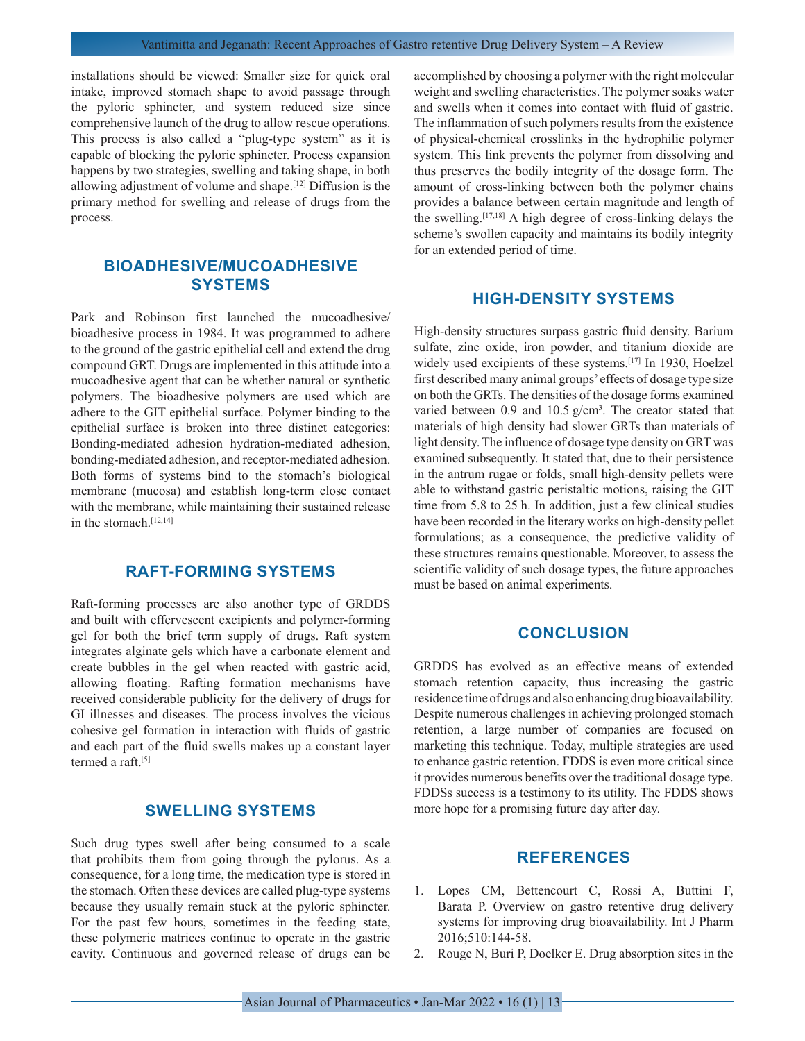installations should be viewed: Smaller size for quick oral intake, improved stomach shape to avoid passage through the pyloric sphincter, and system reduced size since comprehensive launch of the drug to allow rescue operations. This process is also called a "plug-type system" as it is capable of blocking the pyloric sphincter. Process expansion happens by two strategies, swelling and taking shape, in both allowing adjustment of volume and shape.[12] Diffusion is the primary method for swelling and release of drugs from the process.

## BIOADHESIVE/MUCOADHESIVE SYSTEMS

Park and Robinson first launched the mucoadhesive/bioadhesive process in 1984. It was programmed to adhere to the ground of the gastric epithelial cell and extend the drug compound GRT. Drugs are implemented in this attitude into a mucoadhesive agent that can be whether natural or synthetic polymers. The bioadhesive polymers are used which are adhere to the GIT epithelial surface. Polymer binding to the epithelial surface is broken into three distinct categories: Bonding-mediated adhesion hydration-mediated adhesion, bonding-mediated adhesion, and receptor-mediated adhesion. Both forms of systems bind to the stomach's biological membrane (mucosa) and establish long-term close contact with the membrane, while maintaining their sustained release in the stomach.[12,14]

## RAFT-FORMING SYSTEMS

Raft-forming processes are also another type of GRDDS and built with effervescent excipients and polymer-forming gel for both the brief term supply of drugs. Raft system integrates alginate gels which have a carbonate element and create bubbles in the gel when reacted with gastric acid, allowing floating. Rafting formation mechanisms have received considerable publicity for the delivery of drugs for GI illnesses and diseases. The process involves the vicious cohesive gel formation in interaction with fluids of gastric and each part of the fluid swells makes up a constant layer termed a raft.[5]

## SWELLING SYSTEMS

Such drug types swell after being consumed to a scale that prohibits them from going through the pylorus. As a consequence, for a long time, the medication type is stored in the stomach. Often these devices are called plug-type systems because they usually remain stuck at the pyloric sphincter. For the past few hours, sometimes in the feeding state, these polymeric matrices continue to operate in the gastric cavity. Continuous and governed release of drugs can be accomplished by choosing a polymer with the right molecular weight and swelling characteristics. The polymer soaks water and swells when it comes into contact with fluid of gastric. The inflammation of such polymers results from the existence of physical-chemical crosslinks in the hydrophilic polymer system. This link prevents the polymer from dissolving and thus preserves the bodily integrity of the dosage form. The amount of cross-linking between both the polymer chains provides a balance between certain magnitude and length of the swelling.[17,18] A high degree of cross-linking delays the scheme's swollen capacity and maintains its bodily integrity for an extended period of time.

## HIGH-DENSITY SYSTEMS

High-density structures surpass gastric fluid density. Barium sulfate, zinc oxide, iron powder, and titanium dioxide are widely used excipients of these systems.[17] In 1930, Hoelzel first described many animal groups' effects of dosage type size on both the GRTs. The densities of the dosage forms examined varied between 0.9 and 10.5 g/cm$^3$. The creator stated that materials of high density had slower GRTs than materials of light density. The influence of dosage type density on GRT was examined subsequently. It stated that, due to their persistence in the antrum rugae or folds, small high-density pellets were able to withstand gastric peristaltic motions, raising the GIT time from 5.8 to 25 h. In addition, just a few clinical studies have been recorded in the literary works on high-density pellet formulations; as a consequence, the predictive validity of these structures remains questionable. Moreover, to assess the scientific validity of such dosage types, the future approaches must be based on animal experiments.

## CONCLUSION

GRDDS has evolved as an effective means of extended stomach retention capacity, thus increasing the gastric residence time of drugs and also enhancing drug bioavailability. Despite numerous challenges in achieving prolonged stomach retention, a large number of companies are focused on marketing this technique. Today, multiple strategies are used to enhance gastric retention. FDDS is even more critical since it provides numerous benefits over the traditional dosage type. FDDSs success is a testimony to its utility. The FDDS shows more hope for a promising future day after day.

## REFERENCES

1. Lopes CM, Bettencourt C, Rossi A, Buttini F, Barata P. Overview on gastro retentive drug delivery systems for improving drug bioavailability. Int J Pharm 2016;510:144-58.
2. Rouge N, Buri P, Doelker E. Drug absorption sites in the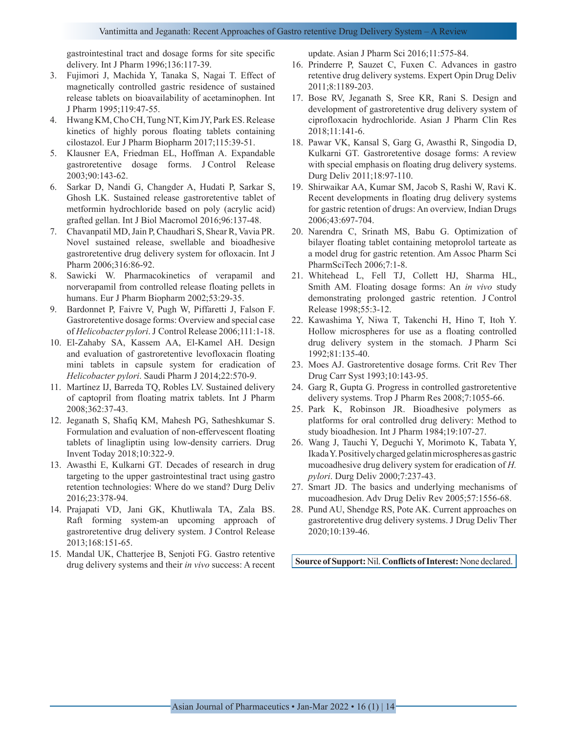gastrointestinal tract and dosage forms for site specific delivery. Int J Pharm 1996;136:117-39.

3. Fujimori J, Machida Y, Tanaka S, Nagai T. Effect of magnetically controlled gastric residence of sustained release tablets on bioavailability of acetaminophen. Int J Pharm 1995;119:47-55.
4. Hwang KM, Cho CH, Tung NT, Kim JY, Park ES. Release kinetics of highly porous floating tablets containing cilostazol. Eur J Pharm Biopharm 2017;115:39-51.
5. Klausner EA, Friedman EL, Hoffman A. Expandable gastroretentive dosage forms. J Control Release 2003;90:143-62.
6. Sarkar D, Nandi G, Changder A, Hudati P, Sarkar S, Ghosh LK. Sustained release gastroretentive tablet of metformin hydrochloride based on poly (acrylic acid) grafted gellan. Int J Biol Macromol 2016;96:137-48.
7. Chavanpatil MD, Jain P, Chaudhari S, Shear R, Vavia PR. Novel sustained release, swellable and bioadhesive gastroretentive drug delivery system for ofloxacin. Int J Pharm 2006;316:86-92.
8. Sawicki W. Pharmacokinetics of verapamil and norverapamil from controlled release floating pellets in humans. Eur J Pharm Biopharm 2002;53:29-35.
9. Bardonnet P, Faivre V, Pugh W, Piffaretti J, Falson F. Gastroretentive dosage forms: Overview and special case of *Helicobacter pylori*. J Control Release 2006;111:1-18.
10. El-Zahaby SA, Kassem AA, El-Kamel AH. Design and evaluation of gastroretentive levofloxacin floating mini tablets in capsule system for eradication of *Helicobacter pylori*. Saudi Pharm J 2014;22:570-9.
11. Martínez IJ, Barreda TQ, Robles LV. Sustained delivery of captopril from floating matrix tablets. Int J Pharm 2008;362:37-43.
12. Jeganath S, Shafiq KM, Mahesh PG, Satheshkumar S. Formulation and evaluation of non-effervescent floating tablets of linagliptin using low-density carriers. Drug Invent Today 2018;10:322-9.
13. Awasthi E, Kulkarni GT. Decades of research in drug targeting to the upper gastrointestinal tract using gastro retention technologies: Where do we stand? Durg Deliv 2016;23:378-94.
14. Prajapati VD, Jani GK, Khutliwala TA, Zala BS. Raft forming system-an upcoming approach of gastroretentive drug delivery system. J Control Release 2013;168:151-65.
15. Mandal UK, Chatterjee B, Senjoti FG. Gastro retentive drug delivery systems and their *in vivo* success: A recent update. Asian J Pharm Sci 2016;11:575-84.
16. Prinderre P, Sauzet C, Fuxen C. Advances in gastro retentive drug delivery systems. Expert Opin Drug Deliv 2011;8:1189-203.
17. Bose RV, Jeganath S, Sree KR, Rani S. Design and development of gastroretentive drug delivery system of ciprofloxacin hydrochloride. Asian J Pharm Clin Res 2018;11:141-6.
18. Pawar VK, Kansal S, Garg G, Awasthi R, Singodia D, Kulkarni GT. Gastroretentive dosage forms: A review with special emphasis on floating drug delivery systems. Durg Deliv 2011;18:97-110.
19. Shirwaikar AA, Kumar SM, Jacob S, Rashi W, Ravi K. Recent developments in floating drug delivery systems for gastric retention of drugs: An overview, Indian Drugs 2006;43:697-704.
20. Narendra C, Srinath MS, Babu G. Optimization of bilayer floating tablet containing metoprolol tarteate as a model drug for gastric retention. Am Assoc Pharm Sci PharmSciTech 2006;7:1-8.
21. Whitehead L, Fell TJ, Collett HJ, Sharma HL, Smith AM. Floating dosage forms: An *in vivo* study demonstrating prolonged gastric retention. J Control Release 1998;55:3-12.
22. Kawashima Y, Niwa T, Takenchi H, Hino T, Itoh Y. Hollow microspheres for use as a floating controlled drug delivery system in the stomach. J Pharm Sci 1992;81:135-40.
23. Moes AJ. Gastroretentive dosage forms. Crit Rev Ther Drug Carr Syst 1993;10:143-95.
24. Garg R, Gupta G. Progress in controlled gastroretentive delivery systems. Trop J Pharm Res 2008;7:1055-66.
25. Park K, Robinson JR. Bioadhesive polymers as platforms for oral controlled drug delivery: Method to study bioadhesion. Int J Pharm 1984;19:107-27.
26. Wang J, Tauchi Y, Deguchi Y, Morimoto K, Tabata Y, Ikada Y. Positively charged gelatin microspheres as gastric mucoadhesive drug delivery system for eradication of *H. pylori*. Durg Deliv 2000;7:237-43.
27. Smart JD. The basics and underlying mechanisms of mucoadhesion. Adv Drug Deliv Rev 2005;57:1556-68.
28. Pund AU, Shendge RS, Pote AK. Current approaches on gastroretentive drug delivery systems. J Drug Deliv Ther 2020;10:139-46.

**Source of Support:** Nil. **Conflicts of Interest:** None declared.